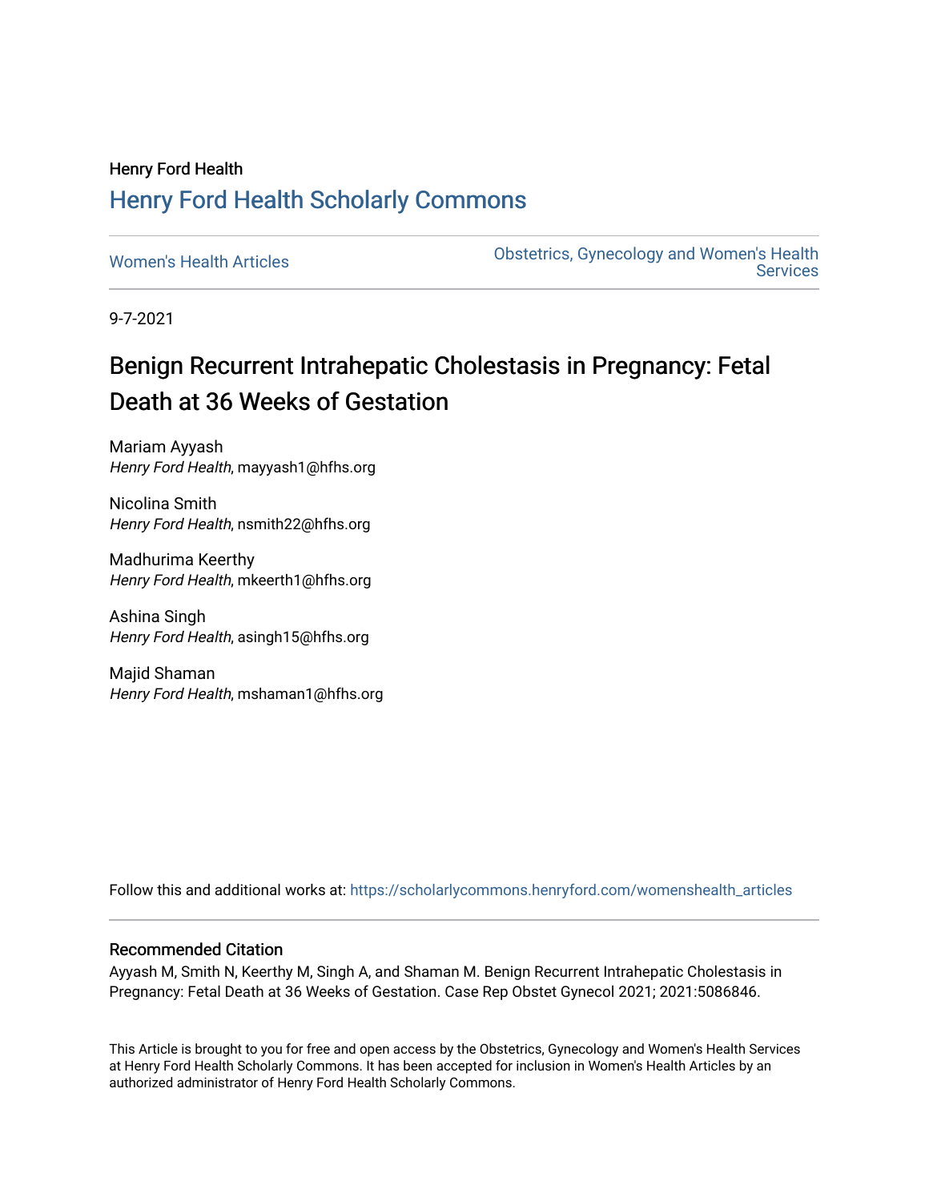Henry Ford Health

## Henry Ford Health Scholarly Commons

Women's Health Articles

Obstetrics, Gynecology and Women's Health Services

9-7-2021

# Benign Recurrent Intrahepatic Cholestasis in Pregnancy: Fetal Death at 36 Weeks of Gestation

Mariam Ayyash
*Henry Ford Health*, mayyash1@hfhs.org

Nicolina Smith
*Henry Ford Health*, nsmith22@hfhs.org

Madhurima Keerthy
*Henry Ford Health*, mkeerth1@hfhs.org

Ashina Singh
*Henry Ford Health*, asingh15@hfhs.org

Majid Shaman
*Henry Ford Health*, mshaman1@hfhs.org

Follow this and additional works at: https://scholarlycommons.henryford.com/womenshealth_articles

### Recommended Citation

Ayyash M, Smith N, Keerthy M, Singh A, and Shaman M. Benign Recurrent Intrahepatic Cholestasis in Pregnancy: Fetal Death at 36 Weeks of Gestation. Case Rep Obstet Gynecol 2021; 2021:5086846.

This Article is brought to you for free and open access by the Obstetrics, Gynecology and Women's Health Services at Henry Ford Health Scholarly Commons. It has been accepted for inclusion in Women's Health Articles by an authorized administrator of Henry Ford Health Scholarly Commons.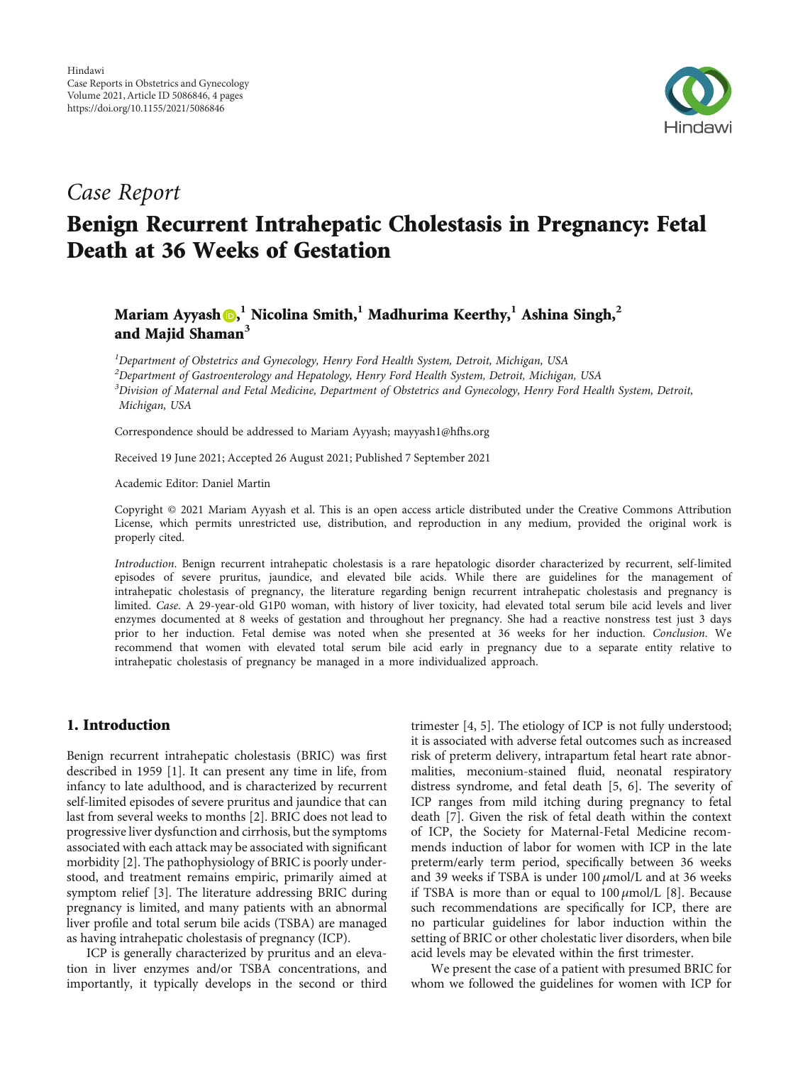## Case Report

# Benign Recurrent Intrahepatic Cholestasis in Pregnancy: Fetal Death at 36 Weeks of Gestation

**Mariam Ayyash**,[1] **Nicolina Smith**,[1] **Madhurima Keerthy**,[1] **Ashina Singh**,[2] **and Majid Shaman**[3]

[1]*Department of Obstetrics and Gynecology, Henry Ford Health System, Detroit, Michigan, USA*
[2]*Department of Gastroenterology and Hepatology, Henry Ford Health System, Detroit, Michigan, USA*
[3]*Division of Maternal and Fetal Medicine, Department of Obstetrics and Gynecology, Henry Ford Health System, Detroit, Michigan, USA*

Correspondence should be addressed to Mariam Ayyash; mayyash1@hfhs.org

Received 19 June 2021; Accepted 26 August 2021; Published 7 September 2021

Academic Editor: Daniel Martin

Copyright © 2021 Mariam Ayyash et al. This is an open access article distributed under the Creative Commons Attribution License, which permits unrestricted use, distribution, and reproduction in any medium, provided the original work is properly cited.

*Introduction*. Benign recurrent intrahepatic cholestasis is a rare hepatologic disorder characterized by recurrent, self-limited episodes of severe pruritus, jaundice, and elevated bile acids. While there are guidelines for the management of intrahepatic cholestasis of pregnancy, the literature regarding benign recurrent intrahepatic cholestasis and pregnancy is limited. *Case*. A 29-year-old G1P0 woman, with history of liver toxicity, had elevated total serum bile acid levels and liver enzymes documented at 8 weeks of gestation and throughout her pregnancy. She had a reactive nonstress test just 3 days prior to her induction. Fetal demise was noted when she presented at 36 weeks for her induction. *Conclusion*. We recommend that women with elevated total serum bile acid early in pregnancy due to a separate entity relative to intrahepatic cholestasis of pregnancy be managed in a more individualized approach.

## 1. Introduction

Benign recurrent intrahepatic cholestasis (BRIC) was first described in 1959 [1]. It can present any time in life, from infancy to late adulthood, and is characterized by recurrent self-limited episodes of severe pruritus and jaundice that can last from several weeks to months [2]. BRIC does not lead to progressive liver dysfunction and cirrhosis, but the symptoms associated with each attack may be associated with significant morbidity [2]. The pathophysiology of BRIC is poorly understood, and treatment remains empiric, primarily aimed at symptom relief [3]. The literature addressing BRIC during pregnancy is limited, and many patients with an abnormal liver profile and total serum bile acids (TSBA) are managed as having intrahepatic cholestasis of pregnancy (ICP).

ICP is generally characterized by pruritus and an elevation in liver enzymes and/or TSBA concentrations, and importantly, it typically develops in the second or third trimester [4, 5]. The etiology of ICP is not fully understood; it is associated with adverse fetal outcomes such as increased risk of preterm delivery, intrapartum fetal heart rate abnormalities, meconium-stained fluid, neonatal respiratory distress syndrome, and fetal death [5, 6]. The severity of ICP ranges from mild itching during pregnancy to fetal death [7]. Given the risk of fetal death within the context of ICP, the Society for Maternal-Fetal Medicine recommends induction of labor for women with ICP in the late preterm/early term period, specifically between 36 weeks and 39 weeks if TSBA is under 100 $\mu$mol/L and at 36 weeks if TSBA is more than or equal to 100 $\mu$mol/L [8]. Because such recommendations are specifically for ICP, there are no particular guidelines for labor induction within the setting of BRIC or other cholestatic liver disorders, when bile acid levels may be elevated within the first trimester.

We present the case of a patient with presumed BRIC for whom we followed the guidelines for women with ICP for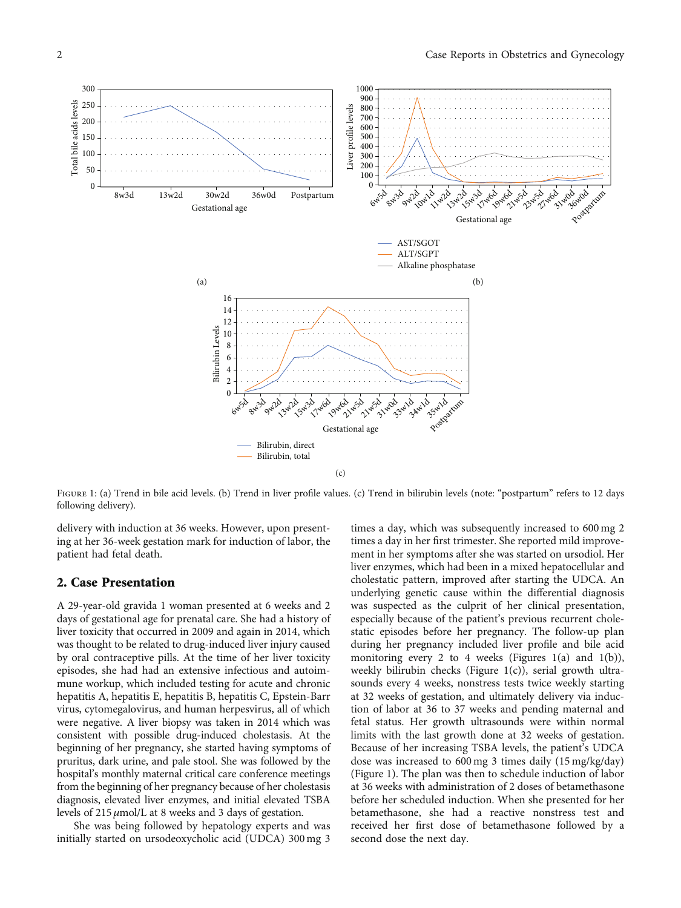Figure 1: (a) Trend in bile acid levels. (b) Trend in liver profile values. (c) Trend in bilirubin levels (note: "postpartum" refers to 12 days following delivery).

delivery with induction at 36 weeks. However, upon presenting at her 36-week gestation mark for induction of labor, the patient had fetal death.

## 2. Case Presentation

A 29-year-old gravida 1 woman presented at 6 weeks and 2 days of gestational age for prenatal care. She had a history of liver toxicity that occurred in 2009 and again in 2014, which was thought to be related to drug-induced liver injury caused by oral contraceptive pills. At the time of her liver toxicity episodes, she had had an extensive infectious and autoimmune workup, which included testing for acute and chronic hepatitis A, hepatitis E, hepatitis B, hepatitis C, Epstein-Barr virus, cytomegalovirus, and human herpesvirus, all of which were negative. A liver biopsy was taken in 2014 which was consistent with possible drug-induced cholestasis. At the beginning of her pregnancy, she started having symptoms of pruritus, dark urine, and pale stool. She was followed by the hospital's monthly maternal critical care conference meetings from the beginning of her pregnancy because of her cholestasis diagnosis, elevated liver enzymes, and initial elevated TSBA levels of 215 $\mu$mol/L at 8 weeks and 3 days of gestation.

She was being followed by hepatology experts and was initially started on ursodeoxycholic acid (UDCA) 300 mg 3 times a day, which was subsequently increased to 600 mg 2 times a day in her first trimester. She reported mild improvement in her symptoms after she was started on ursodiol. Her liver enzymes, which had been in a mixed hepatocellular and cholestatic pattern, improved after starting the UDCA. An underlying genetic cause within the differential diagnosis was suspected as the culprit of her clinical presentation, especially because of the patient's previous recurrent cholestatic episodes before her pregnancy. The follow-up plan during her pregnancy included liver profile and bile acid monitoring every 2 to 4 weeks (Figures 1(a) and 1(b)), weekly bilirubin checks (Figure 1(c)), serial growth ultrasounds every 4 weeks, nonstress tests twice weekly starting at 32 weeks of gestation, and ultimately delivery via induction of labor at 36 to 37 weeks and pending maternal and fetal status. Her growth ultrasounds were within normal limits with the last growth done at 32 weeks of gestation. Because of her increasing TSBA levels, the patient's UDCA dose was increased to 600 mg 3 times daily (15 mg/kg/day) (Figure 1). The plan was then to schedule induction of labor at 36 weeks with administration of 2 doses of betamethasone before her scheduled induction. When she presented for her betamethasone, she had a reactive nonstress test and received her first dose of betamethasone followed by a second dose the next day.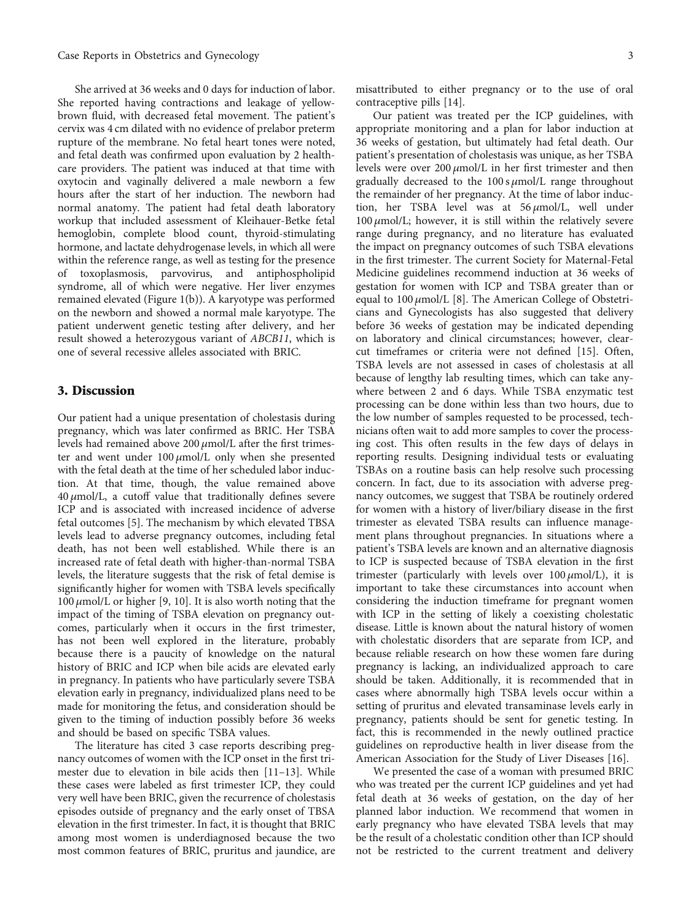She arrived at 36 weeks and 0 days for induction of labor. She reported having contractions and leakage of yellow-brown fluid, with decreased fetal movement. The patient's cervix was 4 cm dilated with no evidence of prelabor preterm rupture of the membrane. No fetal heart tones were noted, and fetal death was confirmed upon evaluation by 2 healthcare providers. The patient was induced at that time with oxytocin and vaginally delivered a male newborn a few hours after the start of her induction. The newborn had normal anatomy. The patient had fetal death laboratory workup that included assessment of Kleihauer-Betke fetal hemoglobin, complete blood count, thyroid-stimulating hormone, and lactate dehydrogenase levels, in which all were within the reference range, as well as testing for the presence of toxoplasmosis, parvovirus, and antiphospholipid syndrome, all of which were negative. Her liver enzymes remained elevated (Figure 1(b)). A karyotype was performed on the newborn and showed a normal male karyotype. The patient underwent genetic testing after delivery, and her result showed a heterozygous variant of *ABCB11*, which is one of several recessive alleles associated with BRIC.

## 3. Discussion

Our patient had a unique presentation of cholestasis during pregnancy, which was later confirmed as BRIC. Her TSBA levels had remained above 200 $\mu$mol/L after the first trimester and went under 100 $\mu$mol/L only when she presented with the fetal death at the time of her scheduled labor induction. At that time, though, the value remained above 40 $\mu$mol/L, a cutoff value that traditionally defines severe ICP and is associated with increased incidence of adverse fetal outcomes [5]. The mechanism by which elevated TBSA levels lead to adverse pregnancy outcomes, including fetal death, has not been well established. While there is an increased rate of fetal death with higher-than-normal TSBA levels, the literature suggests that the risk of fetal demise is significantly higher for women with TSBA levels specifically 100 $\mu$mol/L or higher [9, 10]. It is also worth noting that the impact of the timing of TSBA elevation on pregnancy outcomes, particularly when it occurs in the first trimester, has not been well explored in the literature, probably because there is a paucity of knowledge on the natural history of BRIC and ICP when bile acids are elevated early in pregnancy. In patients who have particularly severe TSBA elevation early in pregnancy, individualized plans need to be made for monitoring the fetus, and consideration should be given to the timing of induction possibly before 36 weeks and should be based on specific TSBA values.

The literature has cited 3 case reports describing pregnancy outcomes of women with the ICP onset in the first trimester due to elevation in bile acids then [11–13]. While these cases were labeled as first trimester ICP, they could very well have been BRIC, given the recurrence of cholestasis episodes outside of pregnancy and the early onset of TBSA elevation in the first trimester. In fact, it is thought that BRIC among most women is underdiagnosed because the two most common features of BRIC, pruritus and jaundice, are misattributed to either pregnancy or to the use of oral contraceptive pills [14].

Our patient was treated per the ICP guidelines, with appropriate monitoring and a plan for labor induction at 36 weeks of gestation, but ultimately had fetal death. Our patient's presentation of cholestasis was unique, as her TSBA levels were over 200 $\mu$mol/L in her first trimester and then gradually decreased to the 100 s $\mu$mol/L range throughout the remainder of her pregnancy. At the time of labor induction, her TSBA level was at 56 $\mu$mol/L, well under 100 $\mu$mol/L; however, it is still within the relatively severe range during pregnancy, and no literature has evaluated the impact on pregnancy outcomes of such TSBA elevations in the first trimester. The current Society for Maternal-Fetal Medicine guidelines recommend induction at 36 weeks of gestation for women with ICP and TSBA greater than or equal to 100 $\mu$mol/L [8]. The American College of Obstetricians and Gynecologists has also suggested that delivery before 36 weeks of gestation may be indicated depending on laboratory and clinical circumstances; however, clear-cut timeframes or criteria were not defined [15]. Often, TSBA levels are not assessed in cases of cholestasis at all because of lengthy lab resulting times, which can take anywhere between 2 and 6 days. While TSBA enzymatic test processing can be done within less than two hours, due to the low number of samples requested to be processed, technicians often wait to add more samples to cover the processing cost. This often results in the few days of delays in reporting results. Designing individual tests or evaluating TSBAs on a routine basis can help resolve such processing concern. In fact, due to its association with adverse pregnancy outcomes, we suggest that TSBA be routinely ordered for women with a history of liver/biliary disease in the first trimester as elevated TSBA results can influence management plans throughout pregnancies. In situations where a patient's TSBA levels are known and an alternative diagnosis to ICP is suspected because of TSBA elevation in the first trimester (particularly with levels over 100 $\mu$mol/L), it is important to take these circumstances into account when considering the induction timeframe for pregnant women with ICP in the setting of likely a coexisting cholestatic disease. Little is known about the natural history of women with cholestatic disorders that are separate from ICP, and because reliable research on how these women fare during pregnancy is lacking, an individualized approach to care should be taken. Additionally, it is recommended that in cases where abnormally high TSBA levels occur within a setting of pruritus and elevated transaminase levels early in pregnancy, patients should be sent for genetic testing. In fact, this is recommended in the newly outlined practice guidelines on reproductive health in liver disease from the American Association for the Study of Liver Diseases [16].

We presented the case of a woman with presumed BRIC who was treated per the current ICP guidelines and yet had fetal death at 36 weeks of gestation, on the day of her planned labor induction. We recommend that women in early pregnancy who have elevated TSBA levels that may be the result of a cholestatic condition other than ICP should not be restricted to the current treatment and delivery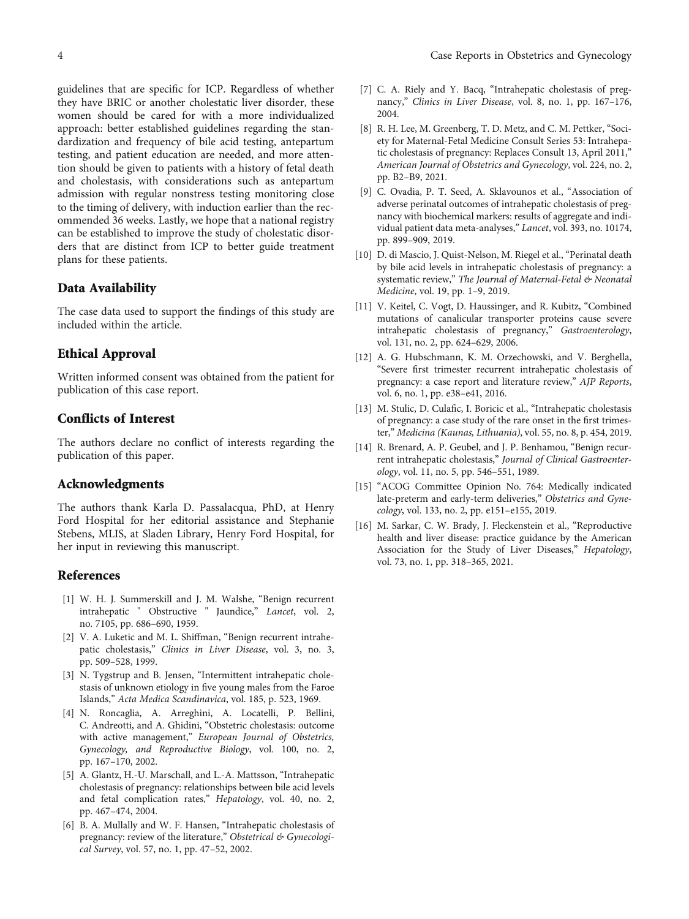guidelines that are specific for ICP. Regardless of whether they have BRIC or another cholestatic liver disorder, these women should be cared for with a more individualized approach: better established guidelines regarding the standardization and frequency of bile acid testing, antepartum testing, and patient education are needed, and more attention should be given to patients with a history of fetal death and cholestasis, with considerations such as antepartum admission with regular nonstress testing monitoring close to the timing of delivery, with induction earlier than the recommended 36 weeks. Lastly, we hope that a national registry can be established to improve the study of cholestatic disorders that are distinct from ICP to better guide treatment plans for these patients.

## Data Availability

The case data used to support the findings of this study are included within the article.

## Ethical Approval

Written informed consent was obtained from the patient for publication of this case report.

## Conflicts of Interest

The authors declare no conflict of interests regarding the publication of this paper.

## Acknowledgments

The authors thank Karla D. Passalacqua, PhD, at Henry Ford Hospital for their editorial assistance and Stephanie Stebens, MLIS, at Sladen Library, Henry Ford Hospital, for her input in reviewing this manuscript.

## References

[1] W. H. J. Summerskill and J. M. Walshe, "Benign recurrent intrahepatic " Obstructive " Jaundice," *Lancet*, vol. 2, no. 7105, pp. 686–690, 1959.

[2] V. A. Luketic and M. L. Shiffman, "Benign recurrent intrahepatic cholestasis," *Clinics in Liver Disease*, vol. 3, no. 3, pp. 509–528, 1999.

[3] N. Tygstrup and B. Jensen, "Intermittent intrahepatic cholestasis of unknown etiology in five young males from the Faroe Islands," *Acta Medica Scandinavica*, vol. 185, p. 523, 1969.

[4] N. Roncaglia, A. Arreghini, A. Locatelli, P. Bellini, C. Andreotti, and A. Ghidini, "Obstetric cholestasis: outcome with active management," *European Journal of Obstetrics, Gynecology, and Reproductive Biology*, vol. 100, no. 2, pp. 167–170, 2002.

[5] A. Glantz, H.-U. Marschall, and L.-A. Mattsson, "Intrahepatic cholestasis of pregnancy: relationships between bile acid levels and fetal complication rates," *Hepatology*, vol. 40, no. 2, pp. 467–474, 2004.

[6] B. A. Mullally and W. F. Hansen, "Intrahepatic cholestasis of pregnancy: review of the literature," *Obstetrical & Gynecological Survey*, vol. 57, no. 1, pp. 47–52, 2002.

[7] C. A. Riely and Y. Bacq, "Intrahepatic cholestasis of pregnancy," *Clinics in Liver Disease*, vol. 8, no. 1, pp. 167–176, 2004.

[8] R. H. Lee, M. Greenberg, T. D. Metz, and C. M. Pettker, "Society for Maternal-Fetal Medicine Consult Series 53: Intrahepatic cholestasis of pregnancy: Replaces Consult 13, April 2011," *American Journal of Obstetrics and Gynecology*, vol. 224, no. 2, pp. B2–B9, 2021.

[9] C. Ovadia, P. T. Seed, A. Sklavounos et al., "Association of adverse perinatal outcomes of intrahepatic cholestasis of pregnancy with biochemical markers: results of aggregate and individual patient data meta-analyses," *Lancet*, vol. 393, no. 10174, pp. 899–909, 2019.

[10] D. di Mascio, J. Quist-Nelson, M. Riegel et al., "Perinatal death by bile acid levels in intrahepatic cholestasis of pregnancy: a systematic review," *The Journal of Maternal-Fetal & Neonatal Medicine*, vol. 19, pp. 1–9, 2019.

[11] V. Keitel, C. Vogt, D. Haussinger, and R. Kubitz, "Combined mutations of canalicular transporter proteins cause severe intrahepatic cholestasis of pregnancy," *Gastroenterology*, vol. 131, no. 2, pp. 624–629, 2006.

[12] A. G. Hubschmann, K. M. Orzechowski, and V. Berghella, "Severe first trimester recurrent intrahepatic cholestasis of pregnancy: a case report and literature review," *AJP Reports*, vol. 6, no. 1, pp. e38–e41, 2016.

[13] M. Stulic, D. Culafic, I. Boricic et al., "Intrahepatic cholestasis of pregnancy: a case study of the rare onset in the first trimester," *Medicina (Kaunas, Lithuania)*, vol. 55, no. 8, p. 454, 2019.

[14] R. Brenard, A. P. Geubel, and J. P. Benhamou, "Benign recurrent intrahepatic cholestasis," *Journal of Clinical Gastroenterology*, vol. 11, no. 5, pp. 546–551, 1989.

[15] "ACOG Committee Opinion No. 764: Medically indicated late-preterm and early-term deliveries," *Obstetrics and Gynecology*, vol. 133, no. 2, pp. e151–e155, 2019.

[16] M. Sarkar, C. W. Brady, J. Fleckenstein et al., "Reproductive health and liver disease: practice guidance by the American Association for the Study of Liver Diseases," *Hepatology*, vol. 73, no. 1, pp. 318–365, 2021.